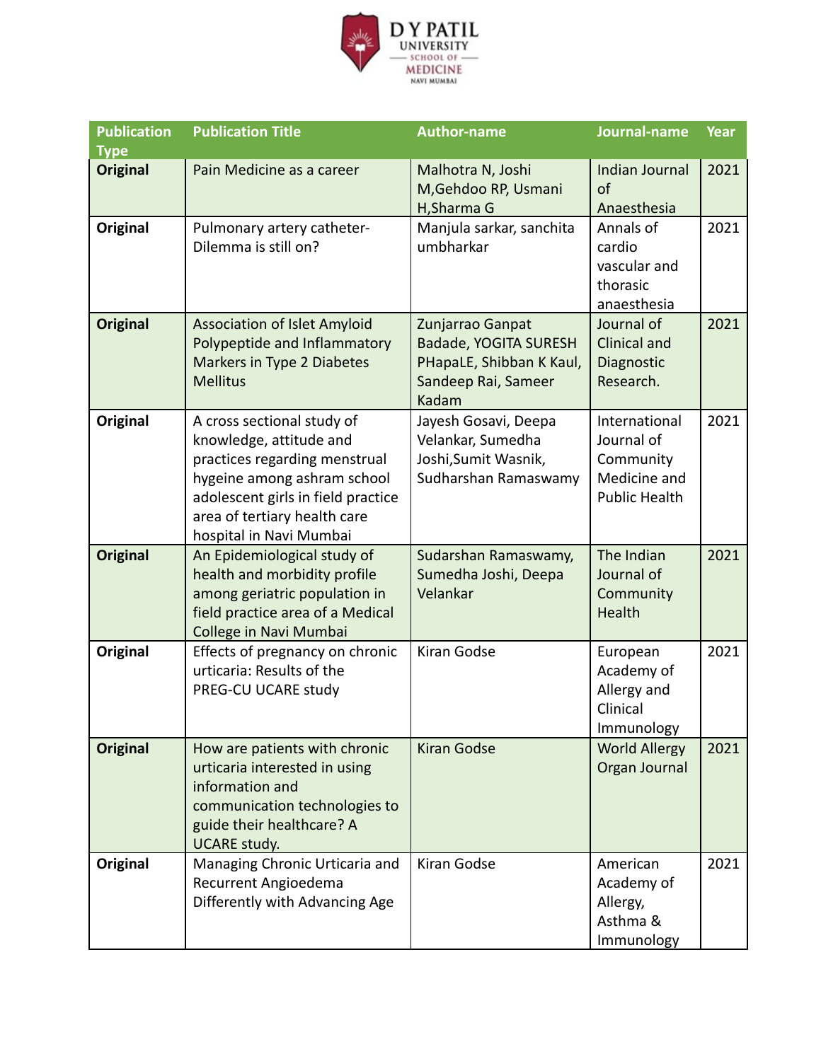| Publication Type | Publication Title | Author-name | Journal-name | Year |
|---|---|---|---|---|
| **Original** | Pain Medicine as a career | Malhotra N, Joshi M,Gehdoo RP, Usmani H,Sharma G | Indian Journal of Anaesthesia | 2021 |
| **Original** | Pulmonary artery catheter- Dilemma is still on? | Manjula sarkar, sanchita umbharkar | Annals of cardio vascular and thorasic anaesthesia | 2021 |
| **Original** | Association of Islet Amyloid Polypeptide and Inflammatory Markers in Type 2 Diabetes Mellitus | Zunjarrao Ganpat Badade, YOGITA SURESH PHapaLE, Shibban K Kaul, Sandeep Rai, Sameer Kadam | Journal of Clinical and Diagnostic Research. | 2021 |
| **Original** | A cross sectional study of knowledge, attitude and practices regarding menstrual hygeine among ashram school adolescent girls in field practice area of tertiary health care hospital in Navi Mumbai | Jayesh Gosavi, Deepa Velankar, Sumedha Joshi,Sumit Wasnik, Sudharshan Ramaswamy | International Journal of Community Medicine and Public Health | 2021 |
| **Original** | An Epidemiological study of health and morbidity profile among geriatric population in field practice area of a Medical College in Navi Mumbai | Sudarshan Ramaswamy, Sumedha Joshi, Deepa Velankar | The Indian Journal of Community Health | 2021 |
| **Original** | Effects of pregnancy on chronic urticaria: Results of the PREG-CU UCARE study | Kiran Godse | European Academy of Allergy and Clinical Immunology | 2021 |
| **Original** | How are patients with chronic urticaria interested in using information and communication technologies to guide their healthcare? A UCARE study. | Kiran Godse | World Allergy Organ Journal | 2021 |
| **Original** | Managing Chronic Urticaria and Recurrent Angioedema Differently with Advancing Age | Kiran Godse | American Academy of Allergy, Asthma & Immunology | 2021 |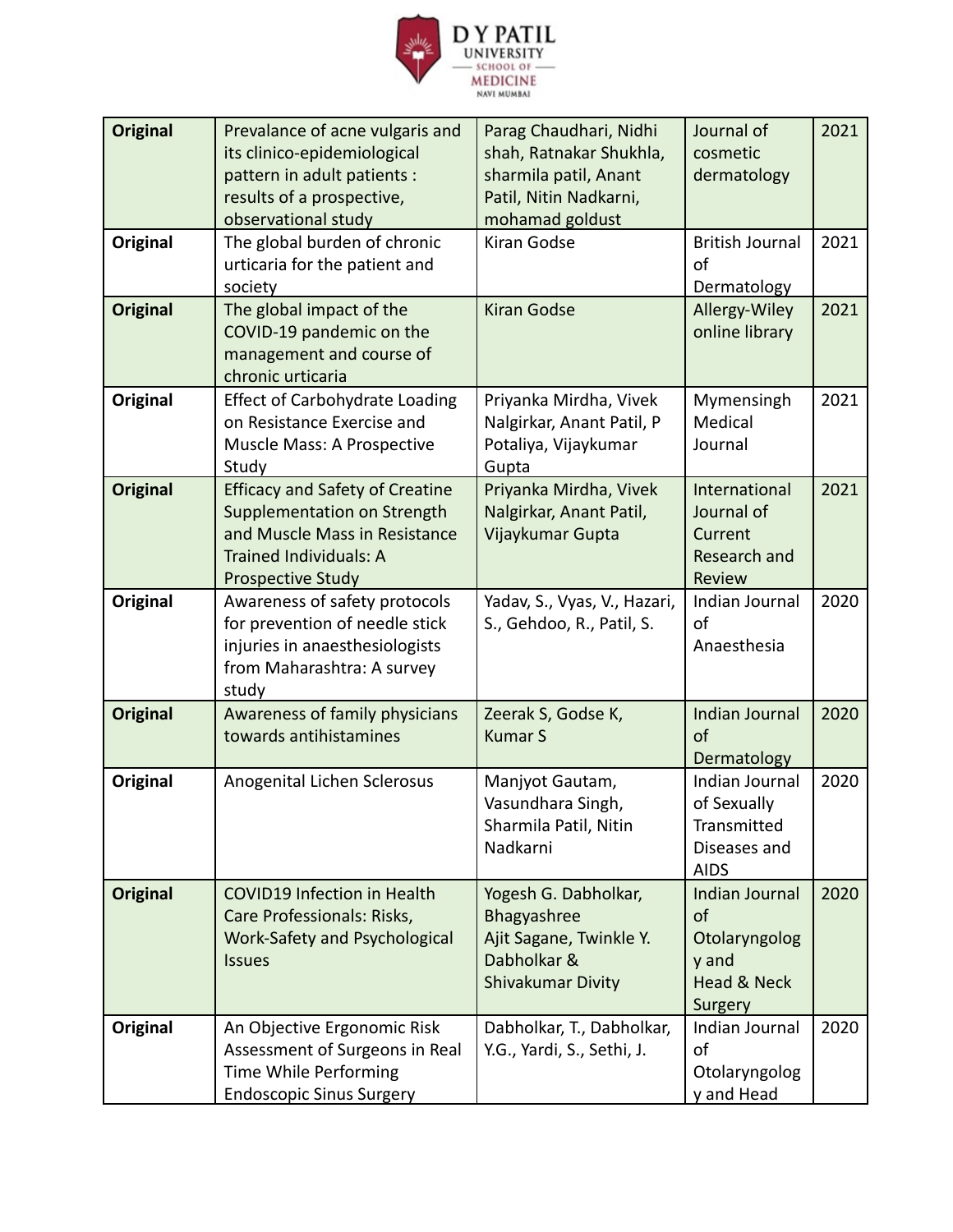| **Original** | Prevalance of acne vulgaris and its clinico-epidemiological pattern in adult patients : results of a prospective, observational study | Parag Chaudhari, Nidhi shah, Ratnakar Shukhla, sharmila patil, Anant Patil, Nitin Nadkarni, mohamad goldust | Journal of cosmetic dermatology | 2021 |
|---|---|---|---|---|
| **Original** | The global burden of chronic urticaria for the patient and society | Kiran Godse | British Journal of Dermatology | 2021 |
| **Original** | The global impact of the COVID-19 pandemic on the management and course of chronic urticaria | Kiran Godse | Allergy-Wiley online library | 2021 |
| **Original** | Effect of Carbohydrate Loading on Resistance Exercise and Muscle Mass: A Prospective Study | Priyanka Mirdha, Vivek Nalgirkar, Anant Patil, P Potaliya, Vijaykumar Gupta | Mymensingh Medical Journal | 2021 |
| **Original** | Efficacy and Safety of Creatine Supplementation on Strength and Muscle Mass in Resistance Trained Individuals: A Prospective Study | Priyanka Mirdha, Vivek Nalgirkar, Anant Patil, Vijaykumar Gupta | International Journal of Current Research and Review | 2021 |
| **Original** | Awareness of safety protocols for prevention of needle stick injuries in anaesthesiologists from Maharashtra: A survey study | Yadav, S., Vyas, V., Hazari, S., Gehdoo, R., Patil, S. | Indian Journal of Anaesthesia | 2020 |
| **Original** | Awareness of family physicians towards antihistamines | Zeerak S, Godse K, Kumar S | Indian Journal of Dermatology | 2020 |
| **Original** | Anogenital Lichen Sclerosus | Manjyot Gautam, Vasundhara Singh, Sharmila Patil, Nitin Nadkarni | Indian Journal of Sexually Transmitted Diseases and AIDS | 2020 |
| **Original** | COVID19 Infection in Health Care Professionals: Risks, Work-Safety and Psychological Issues | Yogesh G. Dabholkar, Bhagyashree Ajit Sagane, Twinkle Y. Dabholkar & Shivakumar Divity | Indian Journal of Otolaryngology and Head & Neck Surgery | 2020 |
| **Original** | An Objective Ergonomic Risk Assessment of Surgeons in Real Time While Performing Endoscopic Sinus Surgery | Dabholkar, T., Dabholkar, Y.G., Yardi, S., Sethi, J. | Indian Journal of Otolaryngology and Head | 2020 |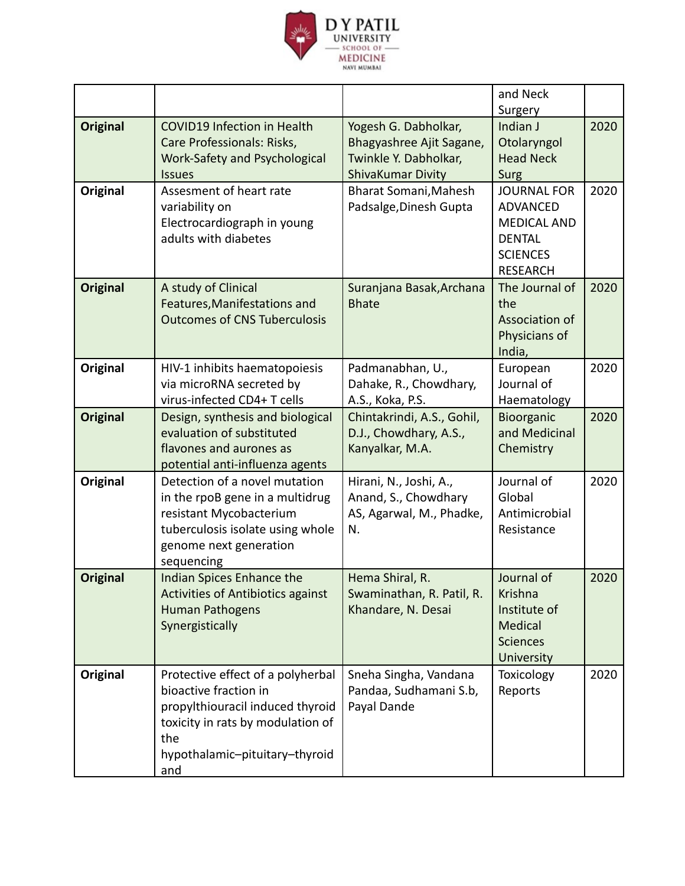| | | | | |
|---|---|---|---|---|
| | | | and Neck Surgery | |
| **Original** | COVID19 Infection in Health Care Professionals: Risks, Work-Safety and Psychological Issues | Yogesh G. Dabholkar, Bhagyashree Ajit Sagane, Twinkle Y. Dabholkar, ShivaKumar Divity | Indian J Otolaryngol Head Neck Surg | 2020 |
| **Original** | Assesment of heart rate variability on Electrocardiograph in young adults with diabetes | Bharat Somani,Mahesh Padsalge,Dinesh Gupta | JOURNAL FOR ADVANCED MEDICAL AND DENTAL SCIENCES RESEARCH | 2020 |
| **Original** | A study of Clinical Features,Manifestations and Outcomes of CNS Tuberculosis | Suranjana Basak,Archana Bhate | The Journal of the Association of Physicians of India, | 2020 |
| **Original** | HIV-1 inhibits haematopoiesis via microRNA secreted by virus-infected CD4+ T cells | Padmanabhan, U., Dahake, R., Chowdhary, A.S., Koka, P.S. | European Journal of Haematology | 2020 |
| **Original** | Design, synthesis and biological evaluation of substituted flavones and aurones as potential anti-influenza agents | Chintakrindi, A.S., Gohil, D.J., Chowdhary, A.S., Kanyalkar, M.A. | Bioorganic and Medicinal Chemistry | 2020 |
| **Original** | Detection of a novel mutation in the rpoB gene in a multidrug resistant Mycobacterium tuberculosis isolate using whole genome next generation sequencing | Hirani, N., Joshi, A., Anand, S., Chowdhary AS, Agarwal, M., Phadke, N. | Journal of Global Antimicrobial Resistance | 2020 |
| **Original** | Indian Spices Enhance the Activities of Antibiotics against Human Pathogens Synergistically | Hema Shiral, R. Swaminathan, R. Patil, R. Khandare, N. Desai | Journal of Krishna Institute of Medical Sciences University | 2020 |
| **Original** | Protective effect of a polyherbal bioactive fraction in propylthiouracil induced thyroid toxicity in rats by modulation of the hypothalamic–pituitary–thyroid and | Sneha Singha, Vandana Pandaa, Sudhamani S.b, Payal Dande | Toxicology Reports | 2020 |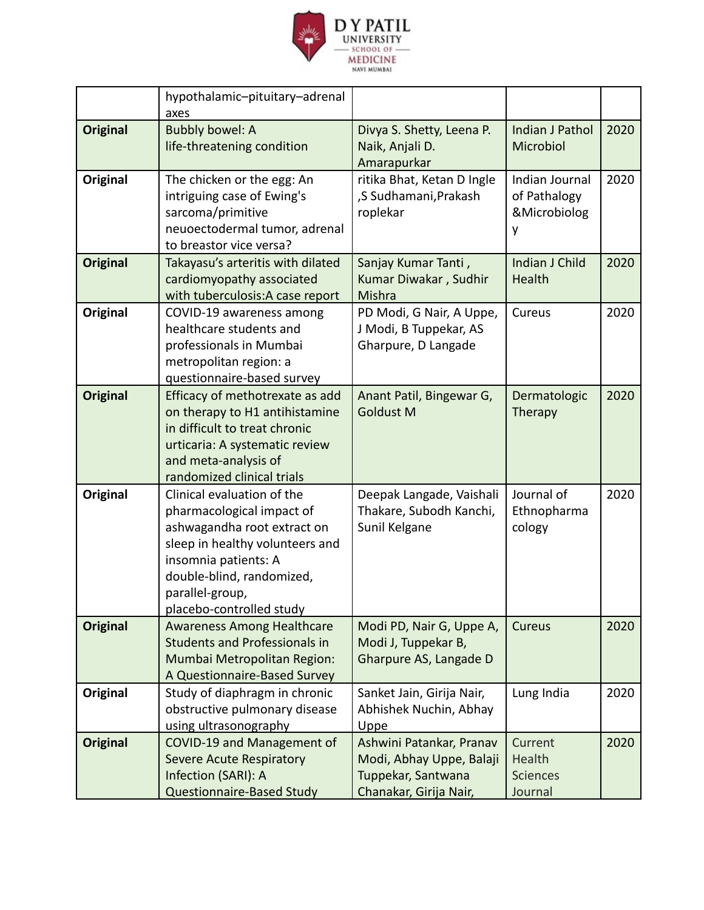|  | hypothalamic–pituitary–adrenal axes |  |  |  |
|---|---|---|---|---|
| **Original** | Bubbly bowel: A life-threatening condition | Divya S. Shetty, Leena P. Naik, Anjali D. Amarapurkar | Indian J Pathol Microbiol | 2020 |
| **Original** | The chicken or the egg: An intriguing case of Ewing's sarcoma/primitive neuoectodermal tumor, adrenal to breastor vice versa? | ritika Bhat, Ketan D Ingle ,S Sudhamani,Prakash roplekar | Indian Journal of Pathology &Microbiology | 2020 |
| **Original** | Takayasu's arteritis with dilated cardiomyopathy associated with tuberculosis:A case report | Sanjay Kumar Tanti , Kumar Diwakar , Sudhir Mishra | Indian J Child Health | 2020 |
| **Original** | COVID-19 awareness among healthcare students and professionals in Mumbai metropolitan region: a questionnaire-based survey | PD Modi, G Nair, A Uppe, J Modi, B Tuppekar, AS Gharpure, D Langade | Cureus | 2020 |
| **Original** | Efficacy of methotrexate as add on therapy to H1 antihistamine in difficult to treat chronic urticaria: A systematic review and meta-analysis of randomized clinical trials | Anant Patil, Bingewar G, Goldust M | Dermatologic Therapy | 2020 |
| **Original** | Clinical evaluation of the pharmacological impact of ashwagandha root extract on sleep in healthy volunteers and insomnia patients: A double-blind, randomized, parallel-group, placebo-controlled study | Deepak Langade, Vaishali Thakare, Subodh Kanchi, Sunil Kelgane | Journal of Ethnopharmacology | 2020 |
| **Original** | Awareness Among Healthcare Students and Professionals in Mumbai Metropolitan Region: A Questionnaire-Based Survey | Modi PD, Nair G, Uppe A, Modi J, Tuppekar B, Gharpure AS, Langade D | Cureus | 2020 |
| **Original** | Study of diaphragm in chronic obstructive pulmonary disease using ultrasonography | Sanket Jain, Girija Nair, Abhishek Nuchin, Abhay Uppe | Lung India | 2020 |
| **Original** | COVID-19 and Management of Severe Acute Respiratory Infection (SARI): A Questionnaire-Based Study | Ashwini Patankar, Pranav Modi, Abhay Uppe, Balaji Tuppekar, Santwana Chanakar, Girija Nair, | Current Health Sciences Journal | 2020 |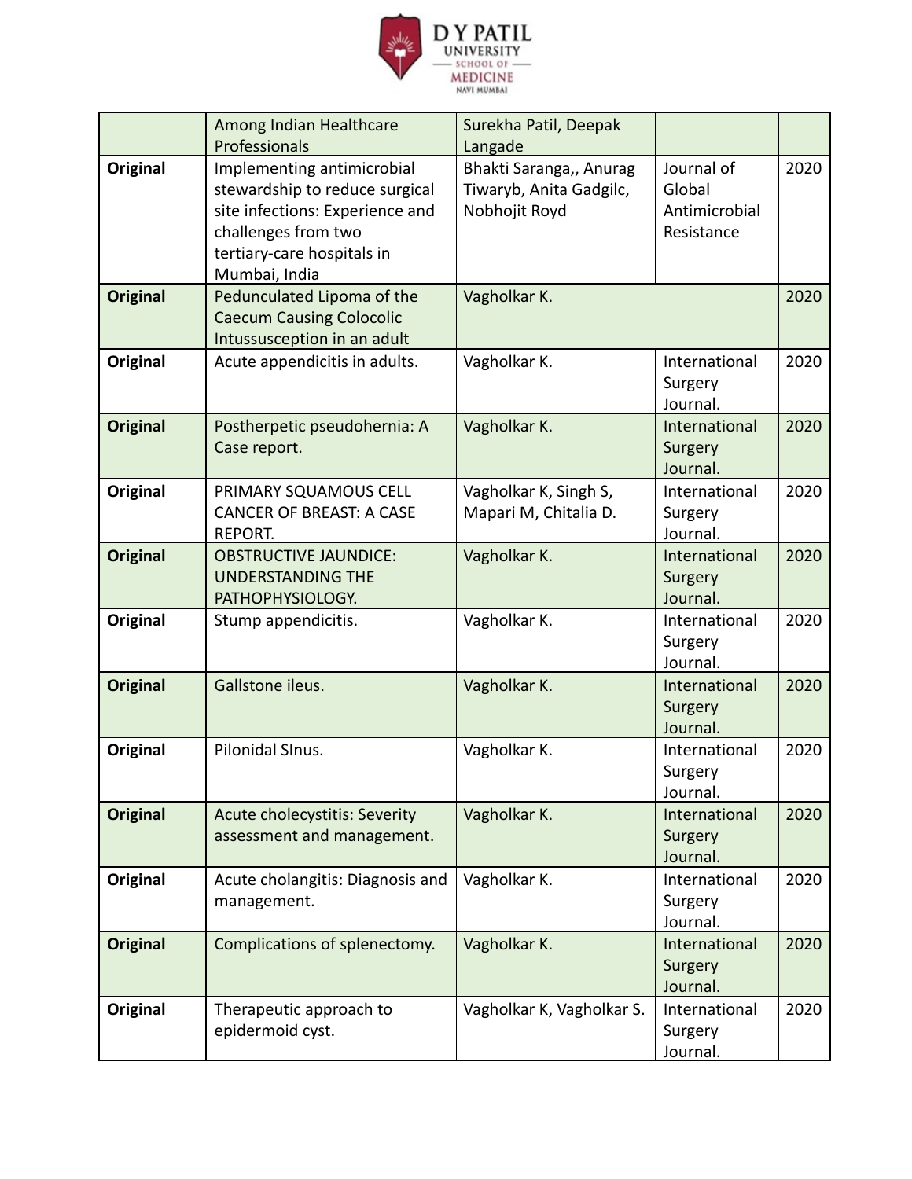|  | Among Indian Healthcare Professionals | Surekha Patil, Deepak Langade |  |  |
|---|---|---|---|---|
| **Original** | Implementing antimicrobial stewardship to reduce surgical site infections: Experience and challenges from two tertiary-care hospitals in Mumbai, India | Bhakti Saranga,, Anurag Tiwaryb, Anita Gadgilc, Nobhojit Royd | Journal of Global Antimicrobial Resistance | 2020 |
| **Original** | Pedunculated Lipoma of the Caecum Causing Colocolic Intussusception in an adult | Vagholkar K. |  | 2020 |
| **Original** | Acute appendicitis in adults. | Vagholkar K. | International Surgery Journal. | 2020 |
| **Original** | Postherpetic pseudohernia: A Case report. | Vagholkar K. | International Surgery Journal. | 2020 |
| **Original** | PRIMARY SQUAMOUS CELL CANCER OF BREAST: A CASE REPORT. | Vagholkar K, Singh S, Mapari M, Chitalia D. | International Surgery Journal. | 2020 |
| **Original** | OBSTRUCTIVE JAUNDICE: UNDERSTANDING THE PATHOPHYSIOLOGY. | Vagholkar K. | International Surgery Journal. | 2020 |
| **Original** | Stump appendicitis. | Vagholkar K. | International Surgery Journal. | 2020 |
| **Original** | Gallstone ileus. | Vagholkar K. | International Surgery Journal. | 2020 |
| **Original** | Pilonidal SInus. | Vagholkar K. | International Surgery Journal. | 2020 |
| **Original** | Acute cholecystitis: Severity assessment and management. | Vagholkar K. | International Surgery Journal. | 2020 |
| **Original** | Acute cholangitis: Diagnosis and management. | Vagholkar K. | International Surgery Journal. | 2020 |
| **Original** | Complications of splenectomy. | Vagholkar K. | International Surgery Journal. | 2020 |
| **Original** | Therapeutic approach to epidermoid cyst. | Vagholkar K, Vagholkar S. | International Surgery Journal. | 2020 |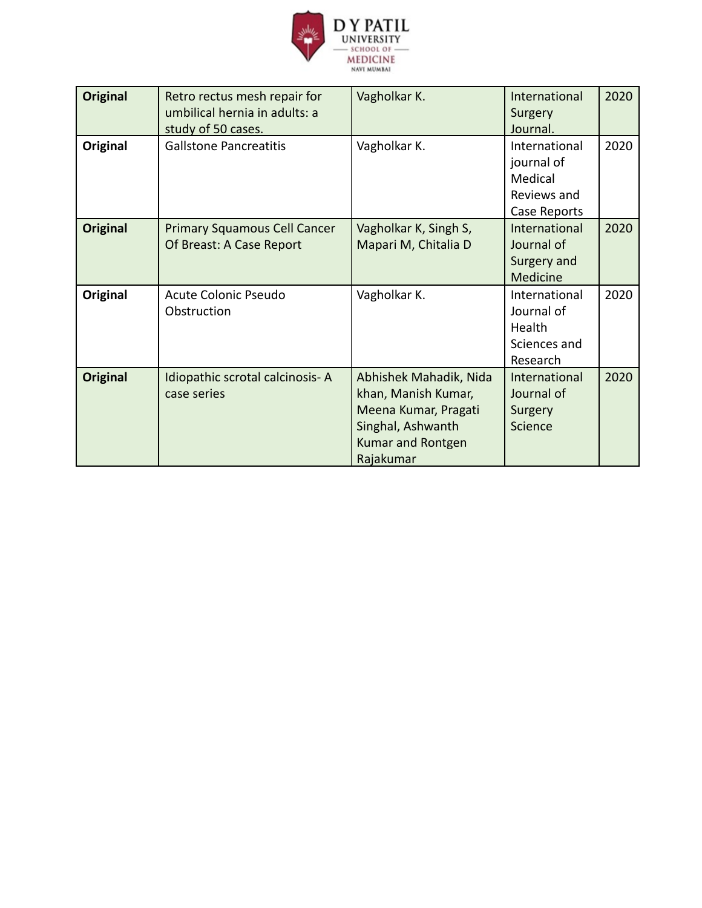| | | | | |
|---|---|---|---|---|
| **Original** | Retro rectus mesh repair for umbilical hernia in adults: a study of 50 cases. | Vagholkar K. | International Surgery Journal. | 2020 |
| **Original** | Gallstone Pancreatitis | Vagholkar K. | International journal of Medical Reviews and Case Reports | 2020 |
| **Original** | Primary Squamous Cell Cancer Of Breast: A Case Report | Vagholkar K, Singh S, Mapari M, Chitalia D | International Journal of Surgery and Medicine | 2020 |
| **Original** | Acute Colonic Pseudo Obstruction | Vagholkar K. | International Journal of Health Sciences and Research | 2020 |
| **Original** | Idiopathic scrotal calcinosis- A case series | Abhishek Mahadik, Nida khan, Manish Kumar, Meena Kumar, Pragati Singhal, Ashwanth Kumar and Rontgen Rajakumar | International Journal of Surgery Science | 2020 |